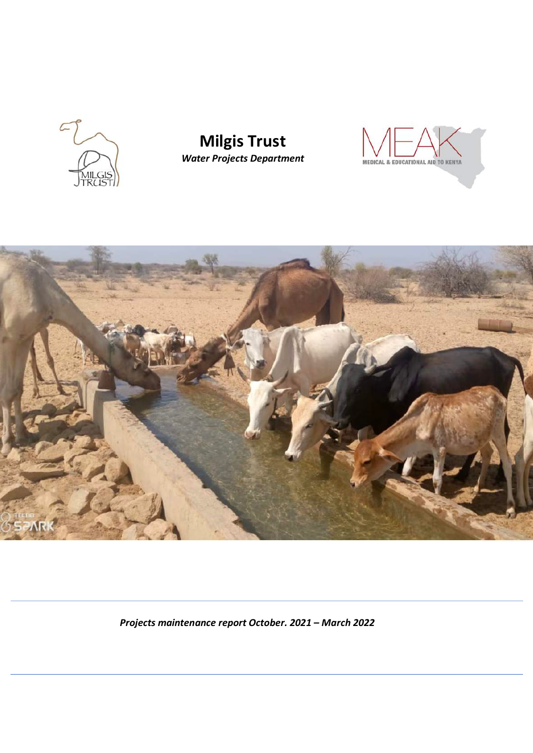# Milgis Trust

***Water Projects Department***

*Projects maintenance report October. 2021 – March 2022*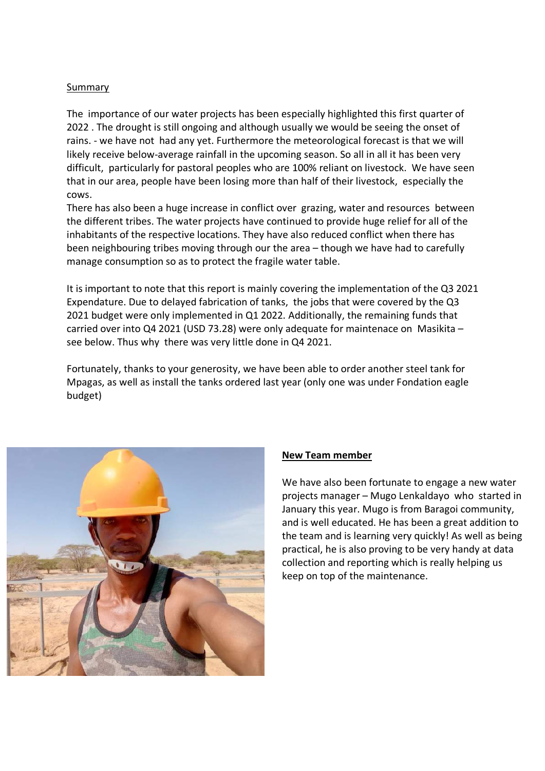## Summary

The importance of our water projects has been especially highlighted this first quarter of 2022 . The drought is still ongoing and although usually we would be seeing the onset of rains. - we have not had any yet. Furthermore the meteorological forecast is that we will likely receive below-average rainfall in the upcoming season. So all in all it has been very difficult, particularly for pastoral peoples who are 100% reliant on livestock. We have seen that in our area, people have been losing more than half of their livestock, especially the cows.

There has also been a huge increase in conflict over grazing, water and resources between the different tribes. The water projects have continued to provide huge relief for all of the inhabitants of the respective locations. They have also reduced conflict when there has been neighbouring tribes moving through our the area – though we have had to carefully manage consumption so as to protect the fragile water table.

It is important to note that this report is mainly covering the implementation of the Q3 2021 Expendature. Due to delayed fabrication of tanks, the jobs that were covered by the Q3 2021 budget were only implemented in Q1 2022. Additionally, the remaining funds that carried over into Q4 2021 (USD 73.28) were only adequate for maintenace on Masikita – see below. Thus why there was very little done in Q4 2021.

Fortunately, thanks to your generosity, we have been able to order another steel tank for Mpagas, as well as install the tanks ordered last year (only one was under Fondation eagle budget)

## New Team member

We have also been fortunate to engage a new water projects manager – Mugo Lenkaldayo who started in January this year. Mugo is from Baragoi community, and is well educated. He has been a great addition to the team and is learning very quickly! As well as being practical, he is also proving to be very handy at data collection and reporting which is really helping us keep on top of the maintenance.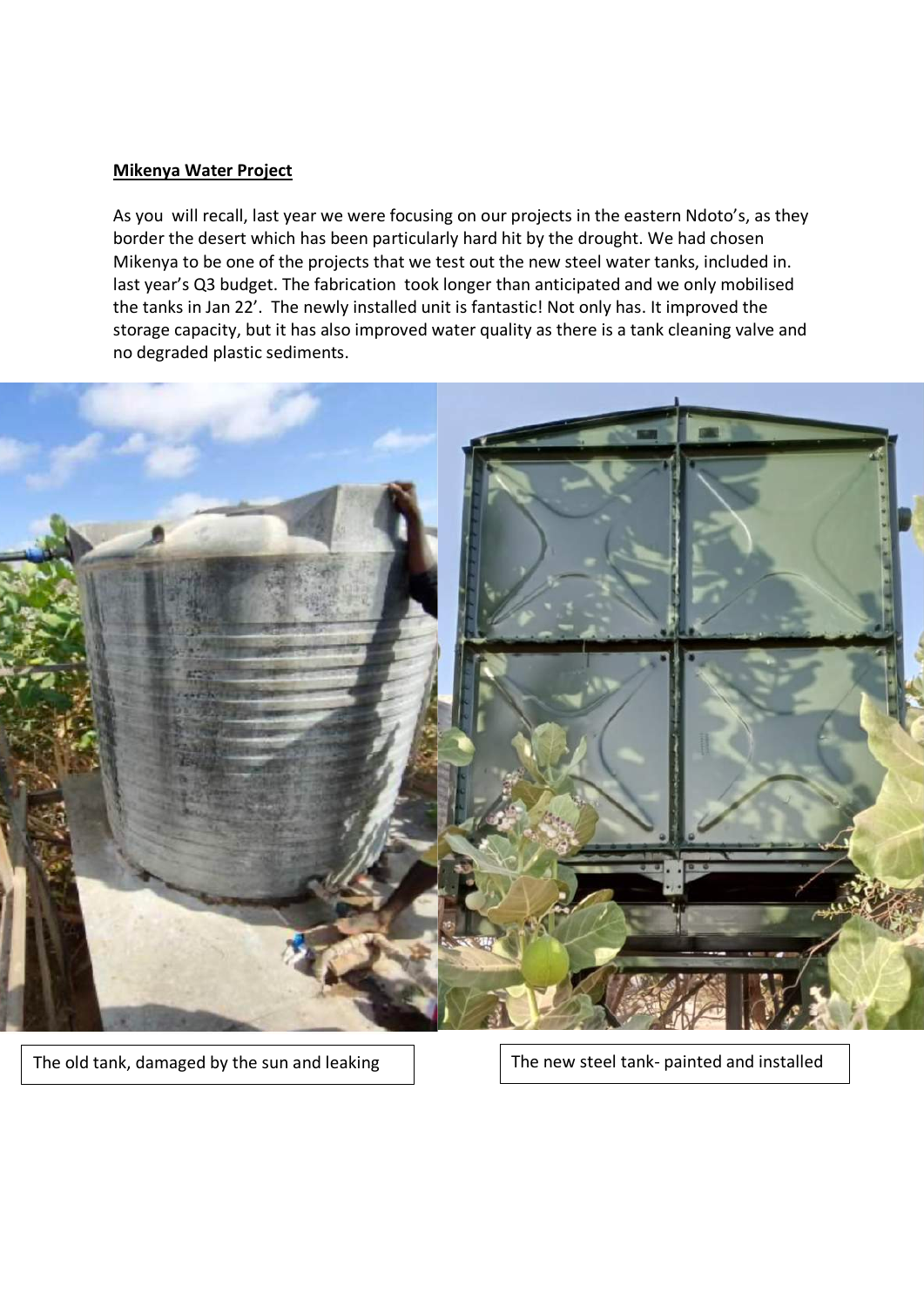**Mikenya Water Project**

As you will recall, last year we were focusing on our projects in the eastern Ndoto's, as they border the desert which has been particularly hard hit by the drought. We had chosen Mikenya to be one of the projects that we test out the new steel water tanks, included in. last year's Q3 budget. The fabrication took longer than anticipated and we only mobilised the tanks in Jan 22'. The newly installed unit is fantastic! Not only has. It improved the storage capacity, but it has also improved water quality as there is a tank cleaning valve and no degraded plastic sediments.

The old tank, damaged by the sun and leaking

The new steel tank- painted and installed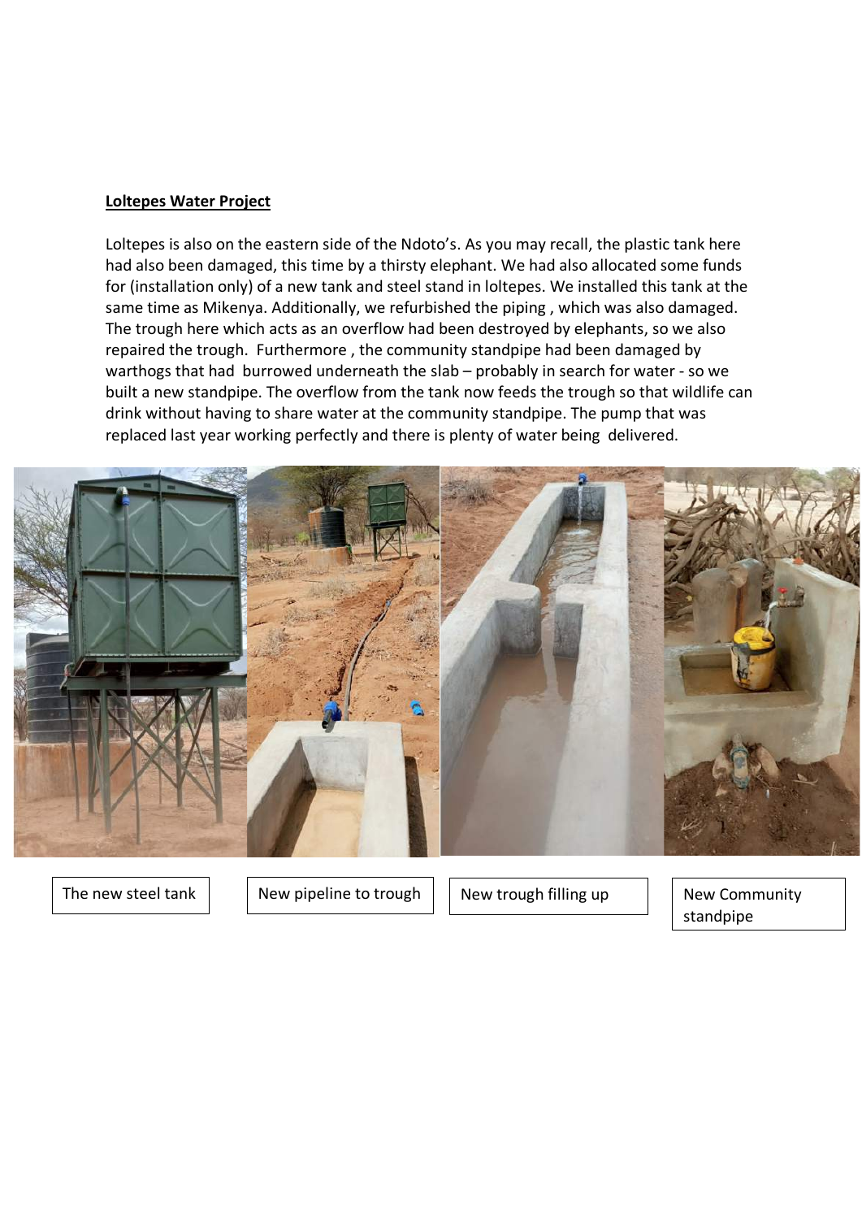**Loltepes Water Project**

Loltepes is also on the eastern side of the Ndoto's. As you may recall, the plastic tank here had also been damaged, this time by a thirsty elephant. We had also allocated some funds for (installation only) of a new tank and steel stand in loltepes. We installed this tank at the same time as Mikenya. Additionally, we refurbished the piping , which was also damaged. The trough here which acts as an overflow had been destroyed by elephants, so we also repaired the trough. Furthermore , the community standpipe had been damaged by warthogs that had burrowed underneath the slab – probably in search for water - so we built a new standpipe. The overflow from the tank now feeds the trough so that wildlife can drink without having to share water at the community standpipe. The pump that was replaced last year working perfectly and there is plenty of water being delivered.

The new steel tank

New pipeline to trough

New trough filling up

New Community standpipe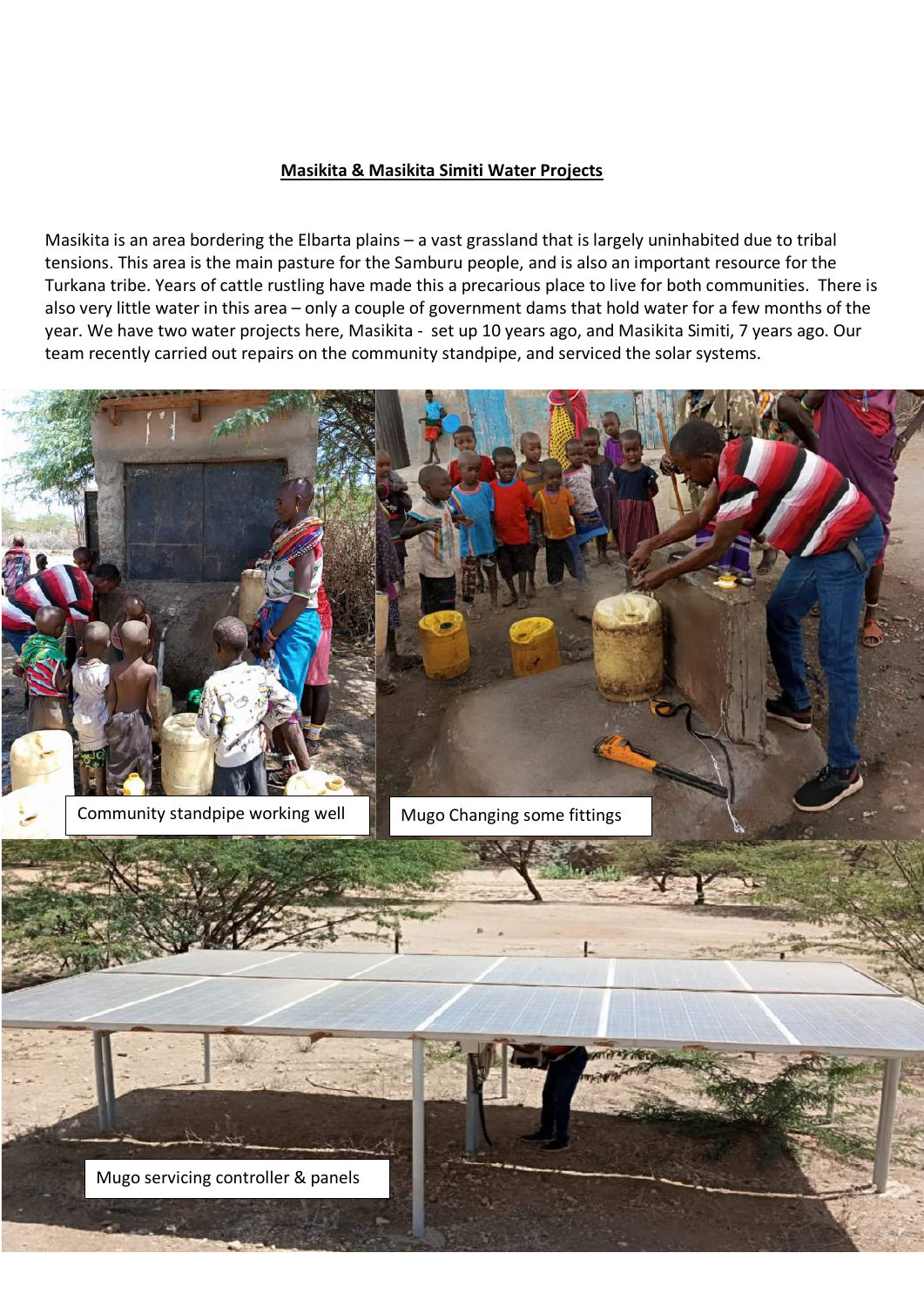**Masikita & Masikita Simiti Water Projects**

Masikita is an area bordering the Elbarta plains – a vast grassland that is largely uninhabited due to tribal tensions. This area is the main pasture for the Samburu people, and is also an important resource for the Turkana tribe. Years of cattle rustling have made this a precarious place to live for both communities. There is also very little water in this area – only a couple of government dams that hold water for a few months of the year. We have two water projects here, Masikita - set up 10 years ago, and Masikita Simiti, 7 years ago. Our team recently carried out repairs on the community standpipe, and serviced the solar systems.

Community standpipe working well

Mugo Changing some fittings

Mugo servicing controller & panels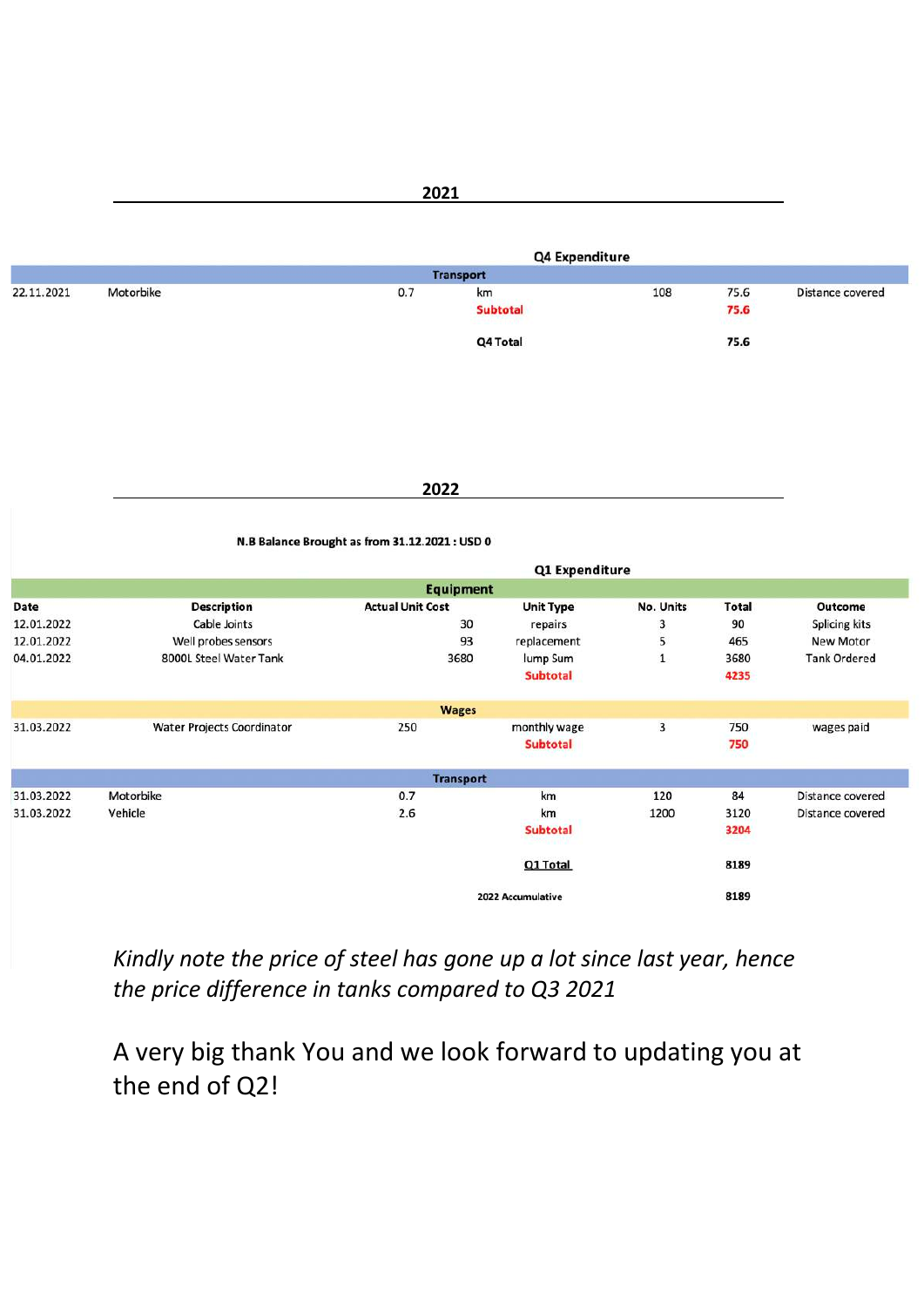## 2021

### Q4 Expenditure

| | | | | | | |
|---|---|---|---|---|---|---|
| **Transport** | | | | | | |
| 22.11.2021 | Motorbike | 0.7 | km | 108 | 75.6 | Distance covered |
| | | | **Subtotal** | | **75.6** | |
| | | | **Q4 Total** | | **75.6** | |

## 2022

**N.B Balance Brought as from 31.12.2021 : USD 0**

### Q1 Expenditure

| Date | Description | Actual Unit Cost | Unit Type | No. Units | Total | Outcome |
|---|---|---|---|---|---|---|
| **Equipment** | | | | | | |
| 12.01.2022 | Cable Joints | 30 | repairs | 3 | 90 | Splicing kits |
| 12.01.2022 | Well probes sensors | 93 | replacement | 5 | 465 | New Motor |
| 04.01.2022 | 8000L Steel Water Tank | 3680 | lump Sum | 1 | 3680 | Tank Ordered |
| | | | **Subtotal** | | **4235** | |
| **Wages** | | | | | | |
| 31.03.2022 | Water Projects Coordinator | 250 | monthly wage | 3 | 750 | wages paid |
| | | | **Subtotal** | | **750** | |
| **Transport** | | | | | | |
| 31.03.2022 | Motorbike | 0.7 | km | 120 | 84 | Distance covered |
| 31.03.2022 | Vehicle | 2.6 | km | 1200 | 3120 | Distance covered |
| | | | **Subtotal** | | **3204** | |
| | | | **Q1 Total** | | **8189** | |
| | | | **2022 Accumulative** | | **8189** | |

*Kindly note the price of steel has gone up a lot since last year, hence the price difference in tanks compared to Q3 2021*

A very big thank You and we look forward to updating you at the end of Q2!